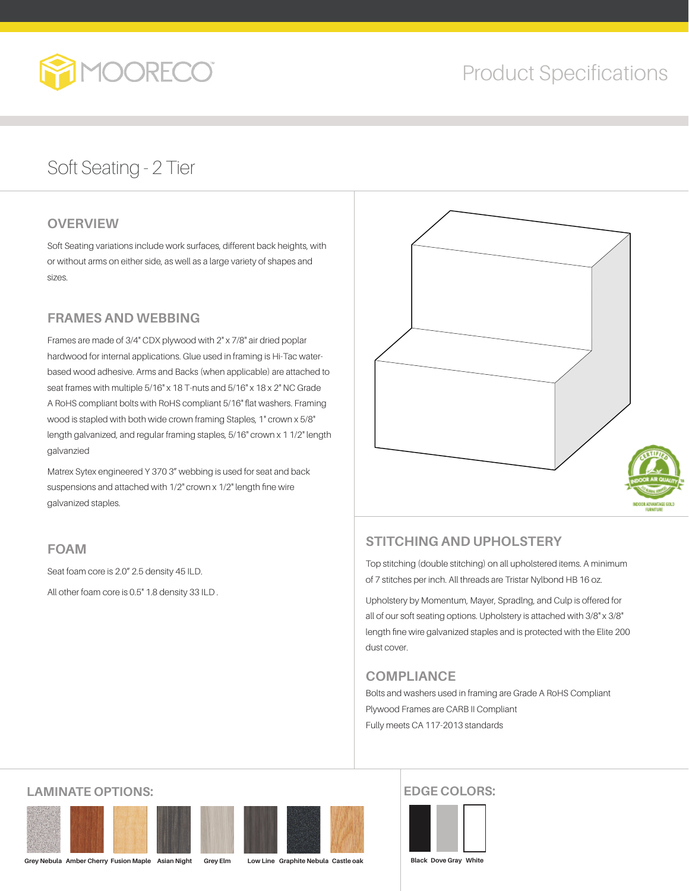# Product Specifications

## Soft Seating - 2 Tier

### OVERVIEW

Soft Seating variations include work surfaces, different back heights, with or without arms on either side, as well as a large variety of shapes and sizes.

### FRAMES AND WEBBING

Frames are made of 3/4" CDX plywood with 2" x 7/8" air dried poplar hardwood for internal applications. Glue used in framing is Hi-Tac water-based wood adhesive. Arms and Backs (when applicable) are attached to seat frames with multiple 5/16" x 18 T-nuts and 5/16" x 18 x 2" NC Grade A RoHS compliant bolts with RoHS compliant 5/16" flat washers. Framing wood is stapled with both wide crown framing Staples, 1" crown x 5/8" length galvanized, and regular framing staples, 5/16" crown x 1 1/2" length galvanzied

Matrex Sytex engineered Y 370 3" webbing is used for seat and back suspensions and attached with 1/2" crown x 1/2" length fine wire galvanized staples.

### FOAM

Seat foam core is 2.0" 2.5 density 45 ILD.

All other foam core is 0.5" 1.8 density 33 ILD .

### STITCHING AND UPHOLSTERY

Top stitching (double stitching) on all upholstered items. A minimum of 7 stitches per inch. All threads are Tristar Nylbond HB 16 oz.

Upholstery by Momentum, Mayer, Spradlng, and Culp is offered for all of our soft seating options. Upholstery is attached with 3/8" x 3/8" length fine wire galvanized staples and is protected with the Elite 200 dust cover.

### COMPLIANCE

Bolts and washers used in framing are Grade A RoHS Compliant

Plywood Frames are CARB II Compliant

Fully meets CA 117-2013 standards

### LAMINATE OPTIONS:

Grey Nebula, Amber Cherry, Fusion Maple, Asian Night, Grey Elm, Low Line, Graphite Nebula, Castle oak

### EDGE COLORS:

Black, Dove Gray, White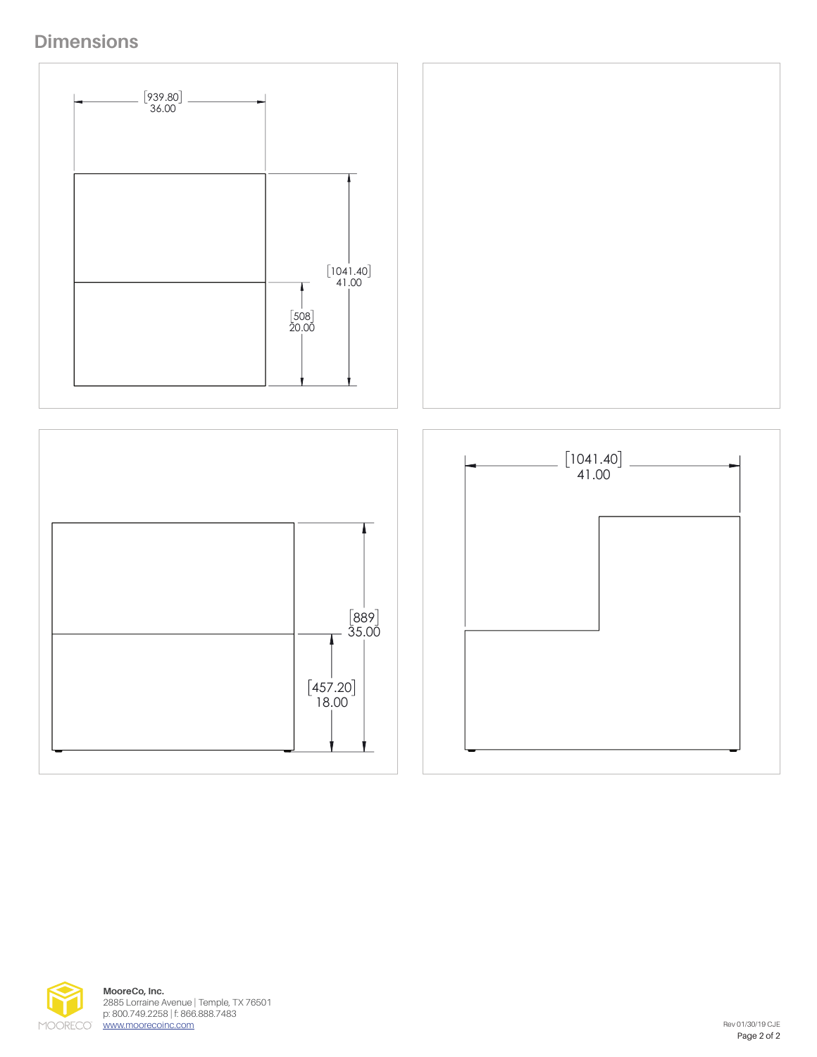## Dimensions

[939.80]
36.00

[1041.40]
41.00

[508]
20.00

[889]
35.00

[457.20]
18.00

[1041.40]
41.00

**MooreCo, Inc.**
2885 Lorraine Avenue | Temple, TX 76501
p: 800.749.2258 | f: 866.888.7483
www.moorecoinc.com

Rev 01/30/19 CJE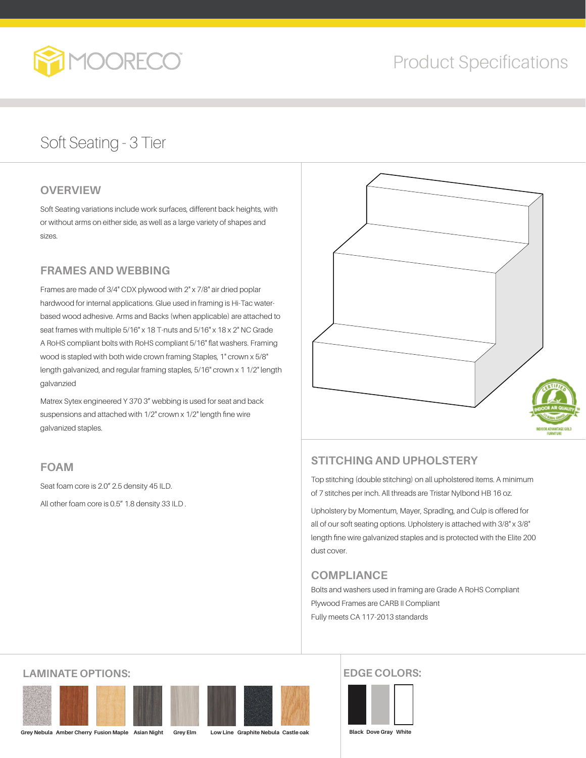# Product Specifications

## Soft Seating - 3 Tier

### OVERVIEW

Soft Seating variations include work surfaces, different back heights, with or without arms on either side, as well as a large variety of shapes and sizes.

### FRAMES AND WEBBING

Frames are made of 3/4" CDX plywood with 2" x 7/8" air dried poplar hardwood for internal applications. Glue used in framing is Hi-Tac water-based wood adhesive. Arms and Backs (when applicable) are attached to seat frames with multiple 5/16" x 18 T-nuts and 5/16" x 18 x 2" NC Grade A RoHS compliant bolts with RoHS compliant 5/16" flat washers. Framing wood is stapled with both wide crown framing Staples, 1" crown x 5/8" length galvanized, and regular framing staples, 5/16" crown x 1 1/2" length galvanzied

Matrex Sytex engineered Y 370 3" webbing is used for seat and back suspensions and attached with 1/2" crown x 1/2" length fine wire galvanized staples.

### FOAM

Seat foam core is 2.0" 2.5 density 45 ILD.

All other foam core is 0.5" 1.8 density 33 ILD .

### STITCHING AND UPHOLSTERY

Top stitching (double stitching) on all upholstered items. A minimum of 7 stitches per inch. All threads are Tristar Nylbond HB 16 oz.

Upholstery by Momentum, Mayer, Spradlng, and Culp is offered for all of our soft seating options. Upholstery is attached with 3/8" x 3/8" length fine wire galvanized staples and is protected with the Elite 200 dust cover.

### COMPLIANCE

Bolts and washers used in framing are Grade A RoHS Compliant

Plywood Frames are CARB II Compliant

Fully meets CA 117-2013 standards

### LAMINATE OPTIONS:

Grey Nebula, Amber Cherry, Fusion Maple, Asian Night, Grey Elm, Low Line, Graphite Nebula, Castle oak

### EDGE COLORS:

Black, Dove Gray, White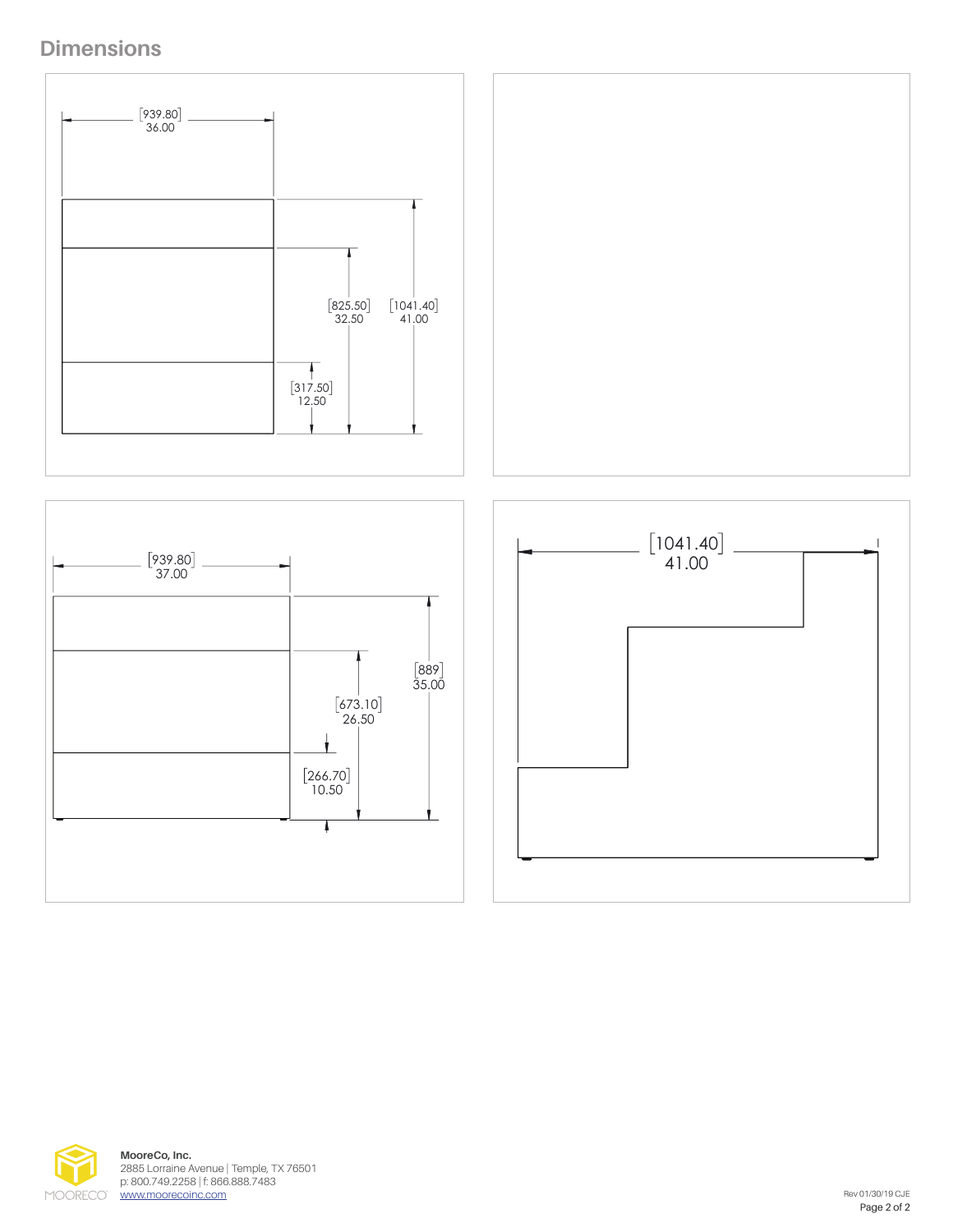## Dimensions

[939.80]
36.00

[825.50]
32.50

[1041.40]
41.00

[317.50]
12.50

[939.80]
37.00

[889]
35.00

[673.10]
26.50

[266.70]
10.50

[1041.40]
41.00

**MooreCo, Inc.**
2885 Lorraine Avenue | Temple, TX 76501
p: 800.749.2258 | f: 866.888.7483
www.moorecoinc.com

Rev 01/30/19 CJE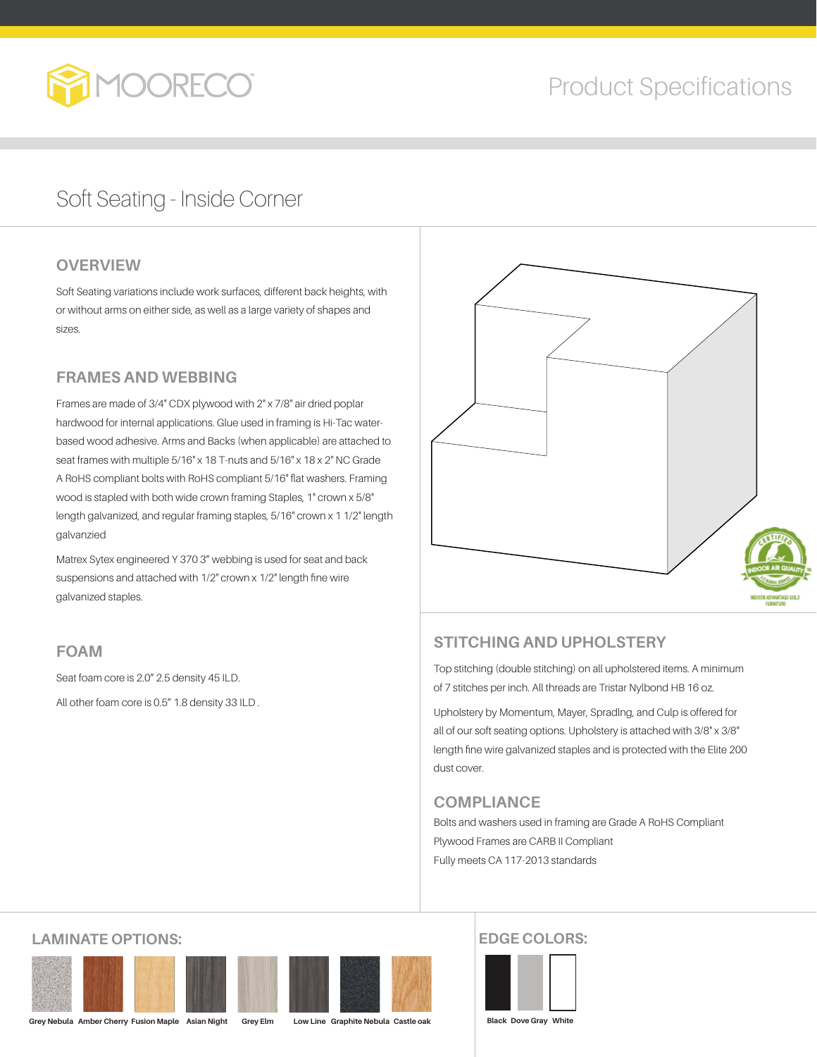# Soft Seating - Inside Corner

## OVERVIEW

Soft Seating variations include work surfaces, different back heights, with or without arms on either side, as well as a large variety of shapes and sizes.

## FRAMES AND WEBBING

Frames are made of 3/4" CDX plywood with 2" x 7/8" air dried poplar hardwood for internal applications. Glue used in framing is Hi-Tac water-based wood adhesive. Arms and Backs (when applicable) are attached to seat frames with multiple 5/16" x 18 T-nuts and 5/16" x 18 x 2" NC Grade A RoHS compliant bolts with RoHS compliant 5/16" flat washers. Framing wood is stapled with both wide crown framing Staples, 1" crown x 5/8" length galvanized, and regular framing staples, 5/16" crown x 1 1/2" length galvanzied

Matrex Sytex engineered Y 370 3" webbing is used for seat and back suspensions and attached with 1/2" crown x 1/2" length fine wire galvanized staples.

## FOAM

Seat foam core is 2.0" 2.5 density 45 ILD.

All other foam core is 0.5" 1.8 density 33 ILD .

## STITCHING AND UPHOLSTERY

Top stitching (double stitching) on all upholstered items. A minimum of 7 stitches per inch. All threads are Tristar Nylbond HB 16 oz.

Upholstery by Momentum, Mayer, Spradlng, and Culp is offered for all of our soft seating options. Upholstery is attached with 3/8" x 3/8" length fine wire galvanized staples and is protected with the Elite 200 dust cover.

## COMPLIANCE

Bolts and washers used in framing are Grade A RoHS Compliant

Plywood Frames are CARB II Compliant

Fully meets CA 117-2013 standards

## LAMINATE OPTIONS:

Grey Nebula, Amber Cherry, Fusion Maple, Asian Night, Grey Elm, Low Line, Graphite Nebula, Castle oak

## EDGE COLORS:

Black, Dove Gray, White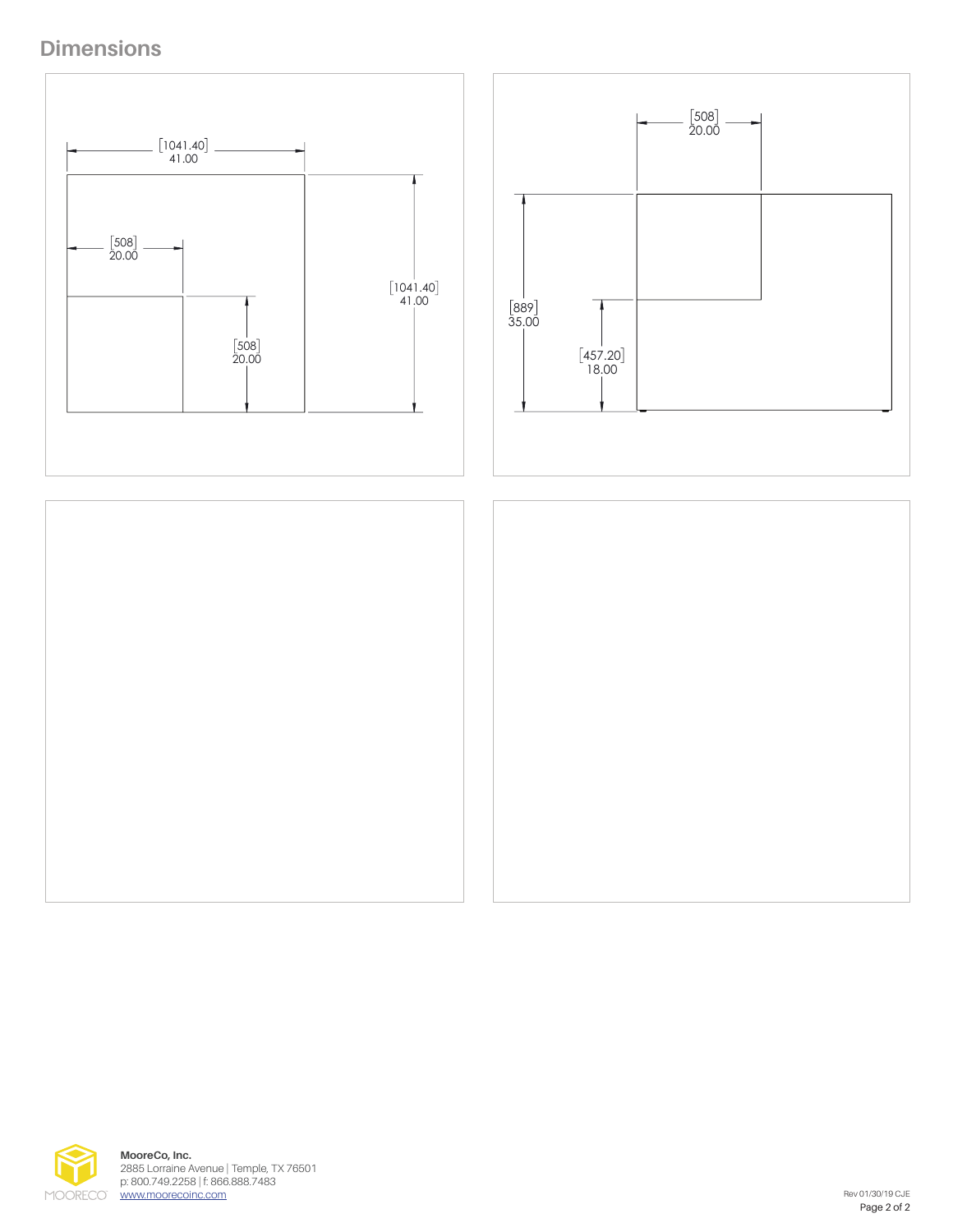## Dimensions

[1041.40]
41.00

[508]
20.00

[508]
20.00

[1041.40]
41.00

[508]
20.00

[889]
35.00

[457.20]
18.00

**MooreCo, Inc.**
2885 Lorraine Avenue | Temple, TX 76501
p: 800.749.2258 | f: 866.888.7483
www.moorecoinc.com

Rev 01/30/19 CJE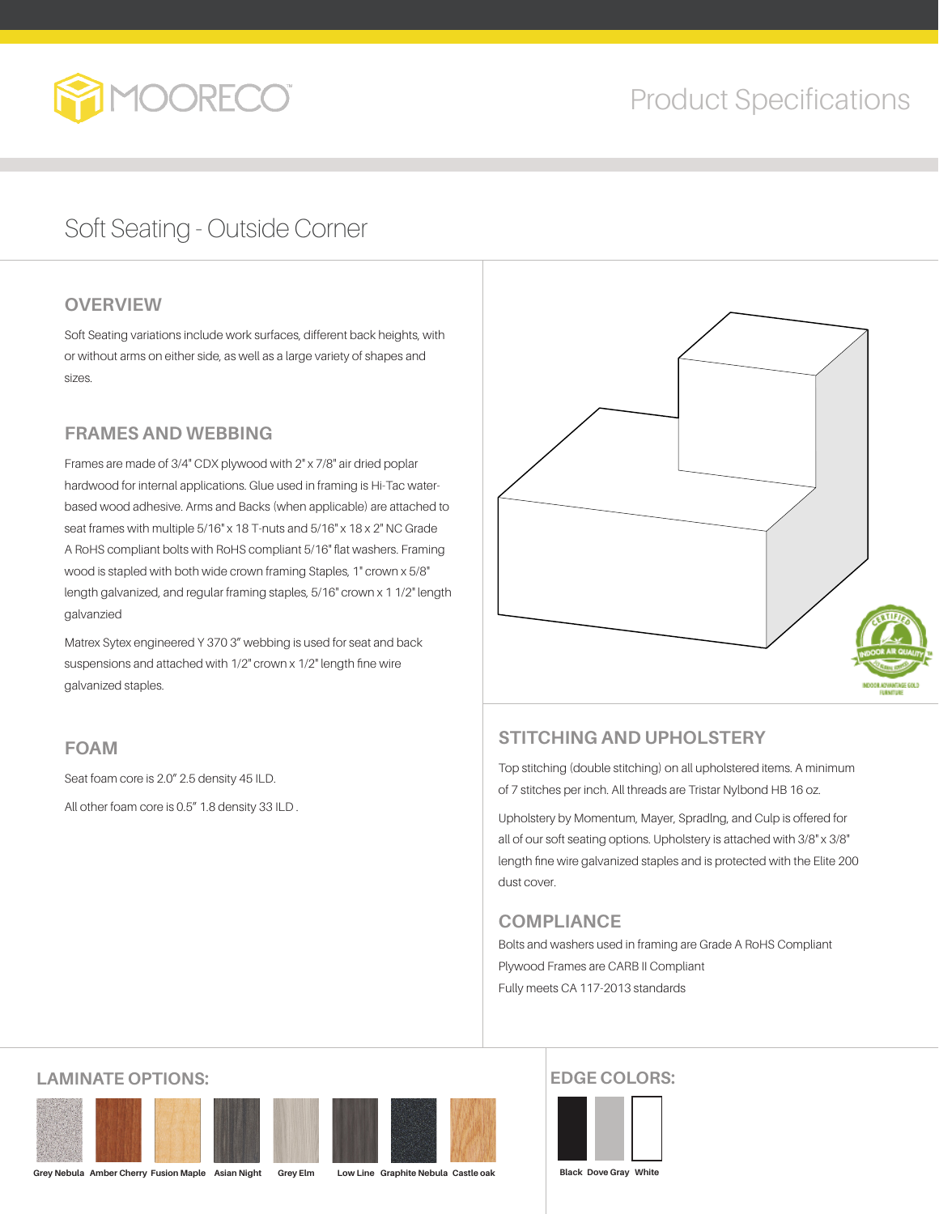Product Specifications

# Soft Seating - Outside Corner

## OVERVIEW

Soft Seating variations include work surfaces, different back heights, with or without arms on either side, as well as a large variety of shapes and sizes.

## FRAMES AND WEBBING

Frames are made of 3/4" CDX plywood with 2" x 7/8" air dried poplar hardwood for internal applications. Glue used in framing is Hi-Tac water-based wood adhesive. Arms and Backs (when applicable) are attached to seat frames with multiple 5/16" x 18 T-nuts and 5/16" x 18 x 2" NC Grade A RoHS compliant bolts with RoHS compliant 5/16" flat washers. Framing wood is stapled with both wide crown framing Staples, 1" crown x 5/8" length galvanized, and regular framing staples, 5/16" crown x 1 1/2" length galvanzied

Matrex Sytex engineered Y 370 3" webbing is used for seat and back suspensions and attached with 1/2" crown x 1/2" length fine wire galvanized staples.

## FOAM

Seat foam core is 2.0" 2.5 density 45 ILD.

All other foam core is 0.5" 1.8 density 33 ILD .

## STITCHING AND UPHOLSTERY

Top stitching (double stitching) on all upholstered items. A minimum of 7 stitches per inch. All threads are Tristar Nylbond HB 16 oz.

Upholstery by Momentum, Mayer, Spradlng, and Culp is offered for all of our soft seating options. Upholstery is attached with 3/8" x 3/8" length fine wire galvanized staples and is protected with the Elite 200 dust cover.

## COMPLIANCE

Bolts and washers used in framing are Grade A RoHS Compliant

Plywood Frames are CARB II Compliant

Fully meets CA 117-2013 standards

## LAMINATE OPTIONS:

Grey Nebula, Amber Cherry, Fusion Maple, Asian Night, Grey Elm, Low Line, Graphite Nebula, Castle oak

## EDGE COLORS:

Black, Dove Gray, White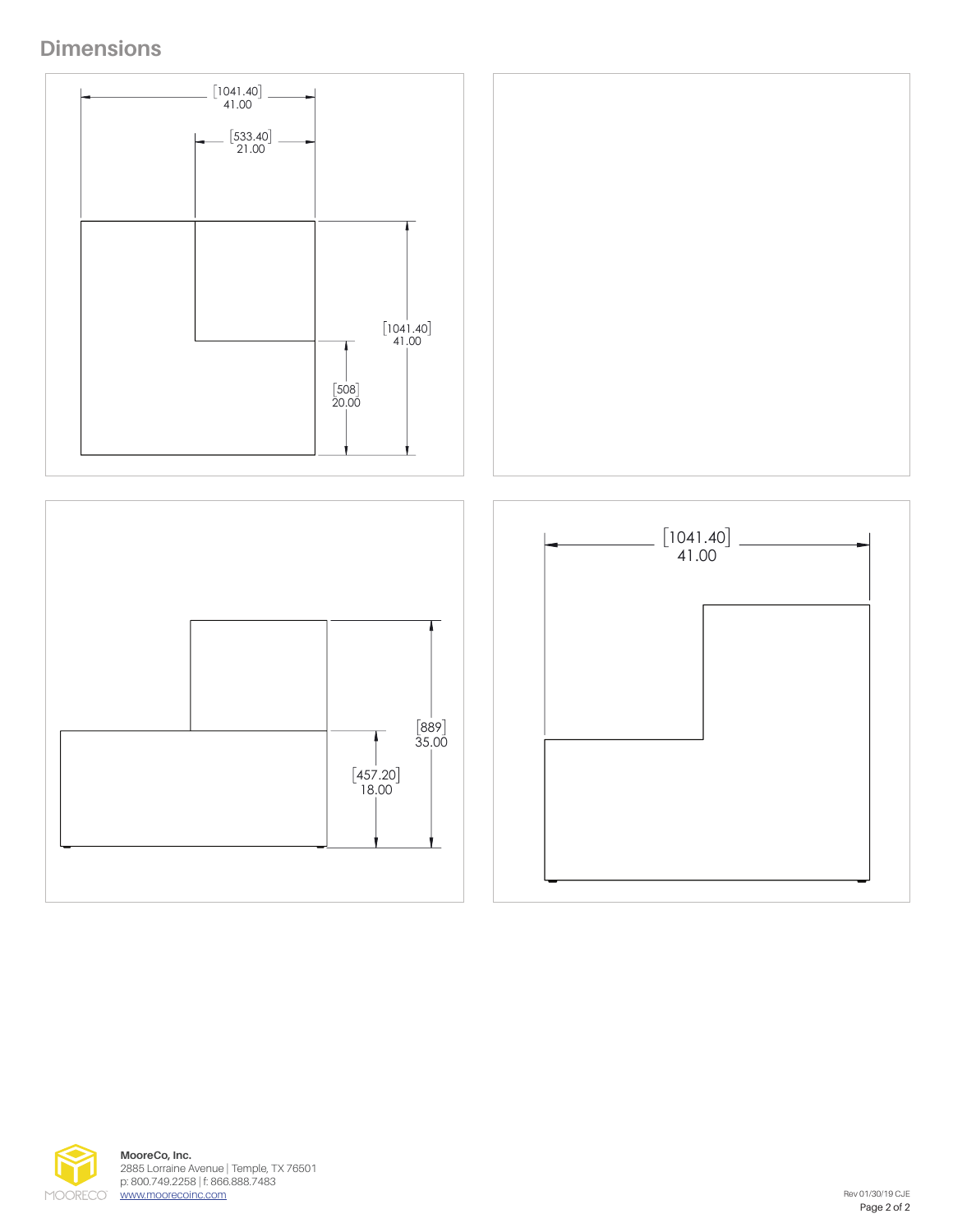## Dimensions

[1041.40]
41.00

[533.40]
21.00

[1041.40]
41.00

[508]
20.00

[889]
35.00

[457.20]
18.00

[1041.40]
41.00

MooreCo, Inc.
2885 Lorraine Avenue | Temple, TX 76501
p: 800.749.2258 | f: 866.888.7483
www.moorecoinc.com

Rev 01/30/19 CJE